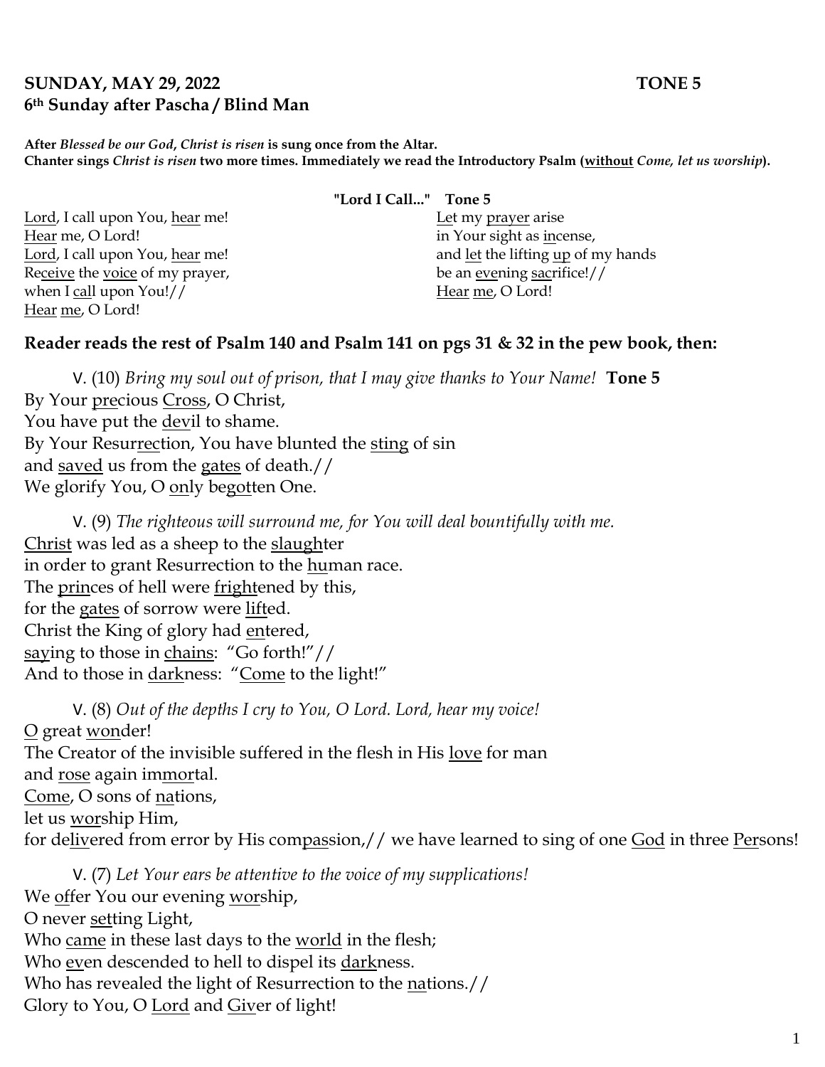**SUNDAY, MAY 29, 2022 TONE 5**
**6th Sunday after Pascha / Blind Man**

**After *Blessed be our God*, *Christ is risen* is sung once from the Altar.**
**Chanter sings *Christ is risen* two more times. Immediately we read the Introductory Psalm (without *Come, let us worship*).**

**"Lord I Call..." Tone 5**

Lord, I call upon You, hear me!
Hear me, O Lord!
Lord, I call upon You, hear me!
Receive the voice of my prayer,
when I call upon You!//
Hear me, O Lord!

Let my prayer arise
in Your sight as incense,
and let the lifting up of my hands
be an evening sacrifice!//
Hear me, O Lord!

**Reader reads the rest of Psalm 140 and Psalm 141 on pgs 31 & 32 in the pew book, then:**

V. (10) *Bring my soul out of prison, that I may give thanks to Your Name!* **Tone 5**
By Your precious Cross, O Christ,
You have put the devil to shame.
By Your Resurrection, You have blunted the sting of sin
and saved us from the gates of death.//
We glorify You, O only begotten One.

V. (9) *The righteous will surround me, for You will deal bountifully with me.*
Christ was led as a sheep to the slaughter
in order to grant Resurrection to the human race.
The princes of hell were frightened by this,
for the gates of sorrow were lifted.
Christ the King of glory had entered,
saying to those in chains: "Go forth!"//
And to those in darkness: "Come to the light!"

V. (8) *Out of the depths I cry to You, O Lord. Lord, hear my voice!*
O great wonder!
The Creator of the invisible suffered in the flesh in His love for man
and rose again immortal.
Come, O sons of nations,
let us worship Him,
for delivered from error by His compassion,// we have learned to sing of one God in three Persons!

V. (7) *Let Your ears be attentive to the voice of my supplications!*
We offer You our evening worship,
O never setting Light,
Who came in these last days to the world in the flesh;
Who even descended to hell to dispel its darkness.
Who has revealed the light of Resurrection to the nations.//
Glory to You, O Lord and Giver of light!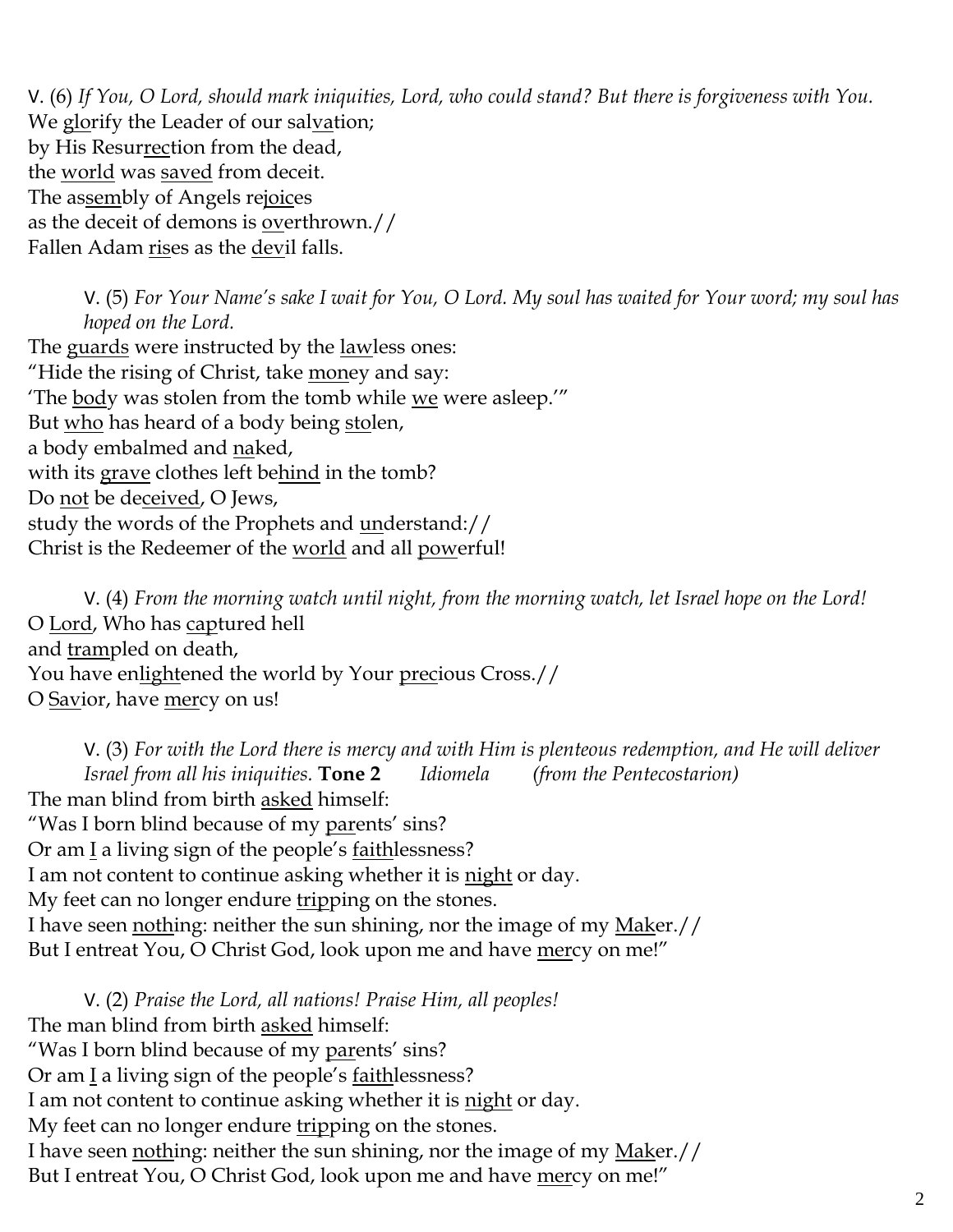V. (6) *If You, O Lord, should mark iniquities, Lord, who could stand? But there is forgiveness with You.*
We <u>glo</u>rify the Leader of our sal<u>va</u>tion;
by His Resur<u>rec</u>tion from the dead,
the <u>world</u> was <u>saved</u> from deceit.
The as<u>sem</u>bly of Angels re<u>joic</u>es
as the deceit of demons is <u>ov</u>erthrown.//
Fallen Adam <u>ris</u>es as the <u>dev</u>il falls.

V. (5) *For Your Name's sake I wait for You, O Lord. My soul has waited for Your word; my soul has hoped on the Lord.*
The <u>guards</u> were instructed by the <u>law</u>less ones:
"Hide the rising of Christ, take <u>mon</u>ey and say:
'The <u>bod</u>y was stolen from the tomb while <u>we</u> were asleep.'"
But <u>who</u> has heard of a body being <u>sto</u>len,
a body embalmed and <u>na</u>ked,
with its <u>grave</u> clothes left be<u>hind</u> in the tomb?
Do <u>not</u> be de<u>ceived</u>, O Jews,
study the words of the Prophets and <u>un</u>derstand://
Christ is the Redeemer of the <u>world</u> and all <u>pow</u>erful!

V. (4) *From the morning watch until night, from the morning watch, let Israel hope on the Lord!*
O <u>Lord</u>, Who has <u>cap</u>tured hell
and <u>tram</u>pled on death,
You have en<u>light</u>ened the world by Your <u>pre</u>cious Cross.//
O <u>Sav</u>ior, have <u>mer</u>cy on us!

V. (3) *For with the Lord there is mercy and with Him is plenteous redemption, and He will deliver Israel from all his iniquities.* **Tone 2** *Idiomela* *(from the Pentecostarion)*
The man blind from birth <u>asked</u> himself:
"Was I born blind because of my <u>par</u>ents' sins?
Or am <u>I</u> a living sign of the people's <u>faith</u>lessness?
I am not content to continue asking whether it is <u>night</u> or day.
My feet can no longer endure <u>trip</u>ping on the stones.
I have seen <u>noth</u>ing: neither the sun shining, nor the image of my <u>Mak</u>er.//
But I entreat You, O Christ God, look upon me and have <u>mer</u>cy on me!"

V. (2) *Praise the Lord, all nations! Praise Him, all peoples!*
The man blind from birth <u>asked</u> himself:
"Was I born blind because of my <u>par</u>ents' sins?
Or am <u>I</u> a living sign of the people's <u>faith</u>lessness?
I am not content to continue asking whether it is <u>night</u> or day.
My feet can no longer endure <u>trip</u>ping on the stones.
I have seen <u>noth</u>ing: neither the sun shining, nor the image of my <u>Mak</u>er.//
But I entreat You, O Christ God, look upon me and have <u>mer</u>cy on me!"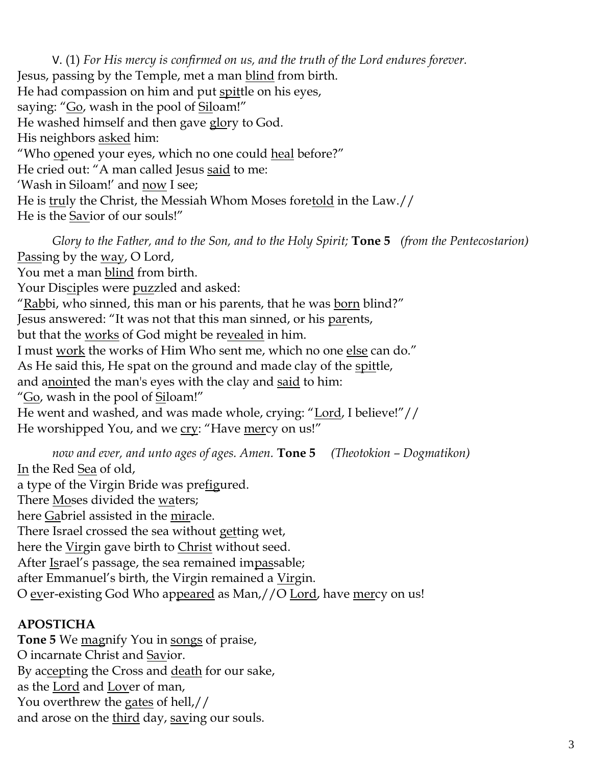V. (1) *For His mercy is confirmed on us, and the truth of the Lord endures forever.*
Jesus, passing by the Temple, met a man <u>blind</u> from birth.
He had compassion on him and put <u>spit</u>tle on his eyes,
saying: "<u>Go</u>, wash in the pool of <u>Sil</u>oam!"
He washed himself and then gave <u>glo</u>ry to God.
His neighbors <u>asked</u> him:
"Who <u>op</u>ened your eyes, which no one could <u>heal</u> before?"
He cried out: "A man called Jesus <u>said</u> to me:
'Wash in Siloam!' and <u>now</u> I see;
He is <u>tru</u>ly the Christ, the Messiah Whom Moses fore<u>told</u> in the Law.//
He is the <u>Sav</u>ior of our souls!"

*Glory to the Father, and to the Son, and to the Holy Spirit;* **Tone 5** *(from the Pentecostarion)*
<u>Pass</u>ing by the <u>way</u>, O Lord,
You met a man <u>blind</u> from birth.
Your Dis<u>ci</u>ples were <u>puz</u>zled and asked:
"<u>Rab</u>bi, who sinned, this man or his parents, that he was <u>born</u> blind?"
Jesus answered: "It was not that this man sinned, or his <u>par</u>ents,
but that the <u>works</u> of God might be re<u>vealed</u> in him.
I must <u>work</u> the works of Him Who sent me, which no one <u>else</u> can do."
As He said this, He spat on the ground and made clay of the <u>spit</u>tle,
and a<u>noint</u>ed the man's eyes with the clay and <u>said</u> to him:
"<u>Go</u>, wash in the pool of <u>Si</u>loam!"
He went and washed, and was made whole, crying: "<u>Lord</u>, I believe!"//
He worshipped You, and we <u>cry</u>: "Have <u>mer</u>cy on us!"

*now and ever, and unto ages of ages. Amen.* **Tone 5** *(Theotokion – Dogmatikon)*
<u>In</u> the Red <u>Sea</u> of old,
a type of the Virgin Bride was pre<u>fig</u>ured.
There <u>Mo</u>ses divided the <u>wa</u>ters;
here <u>Ga</u>briel assisted in the <u>mir</u>acle.
There Israel crossed the sea without <u>get</u>ting wet,
here the <u>Vir</u>gin gave birth to <u>Christ</u> without seed.
After <u>Is</u>rael's passage, the sea remained im<u>pas</u>sable;
after Emmanuel's birth, the Virgin remained a <u>Vir</u>gin.
O <u>ev</u>er-existing God Who ap<u>peared</u> as Man,//O <u>Lord</u>, have <u>mer</u>cy on us!

**APOSTICHA**

**Tone 5** We <u>mag</u>nify You in <u>songs</u> of praise,
O incarnate Christ and <u>Sav</u>ior.
By ac<u>cept</u>ing the Cross and <u>death</u> for our sake,
as the <u>Lord</u> and <u>Lov</u>er of man,
You overthrew the <u>gates</u> of hell,//
and arose on the <u>third</u> day, <u>sav</u>ing our souls.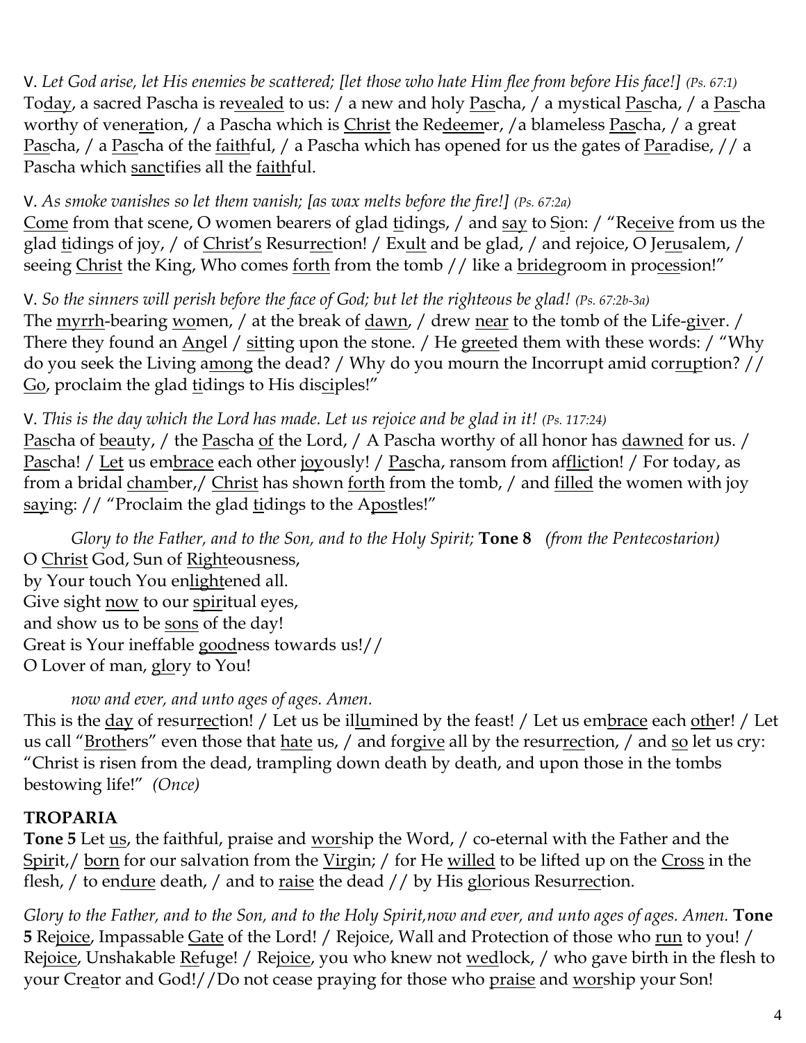V. *Let God arise, let His enemies be scattered; [let those who hate Him flee from before His face!] (Ps. 67:1)*
Today, a sacred Pascha is revealed to us: / a new and holy Pascha, / a mystical Pascha, / a Pascha worthy of veneration, / a Pascha which is Christ the Redeemer, /a blameless Pascha, / a great Pascha, / a Pascha of the faithful, / a Pascha which has opened for us the gates of Paradise, // a Pascha which sanctifies all the faithful.

V. *As smoke vanishes so let them vanish; [as wax melts before the fire!] (Ps. 67:2a)*
Come from that scene, O women bearers of glad tidings, / and say to Sion: / "Receive from us the glad tidings of joy, / of Christ's Resurrection! / Exult and be glad, / and rejoice, O Jerusalem, / seeing Christ the King, Who comes forth from the tomb // like a bridegroom in procession!"

V. *So the sinners will perish before the face of God; but let the righteous be glad! (Ps. 67:2b-3a)*
The myrrh-bearing women, / at the break of dawn, / drew near to the tomb of the Life-giver. / There they found an Angel / sitting upon the stone. / He greeted them with these words: / "Why do you seek the Living among the dead? / Why do you mourn the Incorrupt amid corruption? // Go, proclaim the glad tidings to His disciples!"

V. *This is the day which the Lord has made. Let us rejoice and be glad in it! (Ps. 117:24)*
Pascha of beauty, / the Pascha of the Lord, / A Pascha worthy of all honor has dawned for us. / Pascha! / Let us embrace each other joyously! / Pascha, ransom from affliction! / For today, as from a bridal chamber,/ Christ has shown forth from the tomb, / and filled the women with joy saying: // "Proclaim the glad tidings to the Apostles!"

*Glory to the Father, and to the Son, and to the Holy Spirit;* **Tone 8** *(from the Pentecostarion)*
O Christ God, Sun of Righteousness,
by Your touch You enlightened all.
Give sight now to our spiritual eyes,
and show us to be sons of the day!
Great is Your ineffable goodness towards us!//
O Lover of man, glory to You!

*now and ever, and unto ages of ages. Amen.*
This is the day of resurrection! / Let us be illumined by the feast! / Let us embrace each other! / Let us call "Brothers" even those that hate us, / and forgive all by the resurrection, / and so let us cry: "Christ is risen from the dead, trampling down death by death, and upon those in the tombs bestowing life!" *(Once)*

**TROPARIA**

**Tone 5** Let us, the faithful, praise and worship the Word, / co-eternal with the Father and the Spirit,/ born for our salvation from the Virgin; / for He willed to be lifted up on the Cross in the flesh, / to endure death, / and to raise the dead // by His glorious Resurrection.

*Glory to the Father, and to the Son, and to the Holy Spirit,now and ever, and unto ages of ages. Amen.* **Tone 5** Rejoice, Impassable Gate of the Lord! / Rejoice, Wall and Protection of those who run to you! / Rejoice, Unshakable Refuge! / Rejoice, you who knew not wedlock, / who gave birth in the flesh to your Creator and God!//Do not cease praying for those who praise and worship your Son!